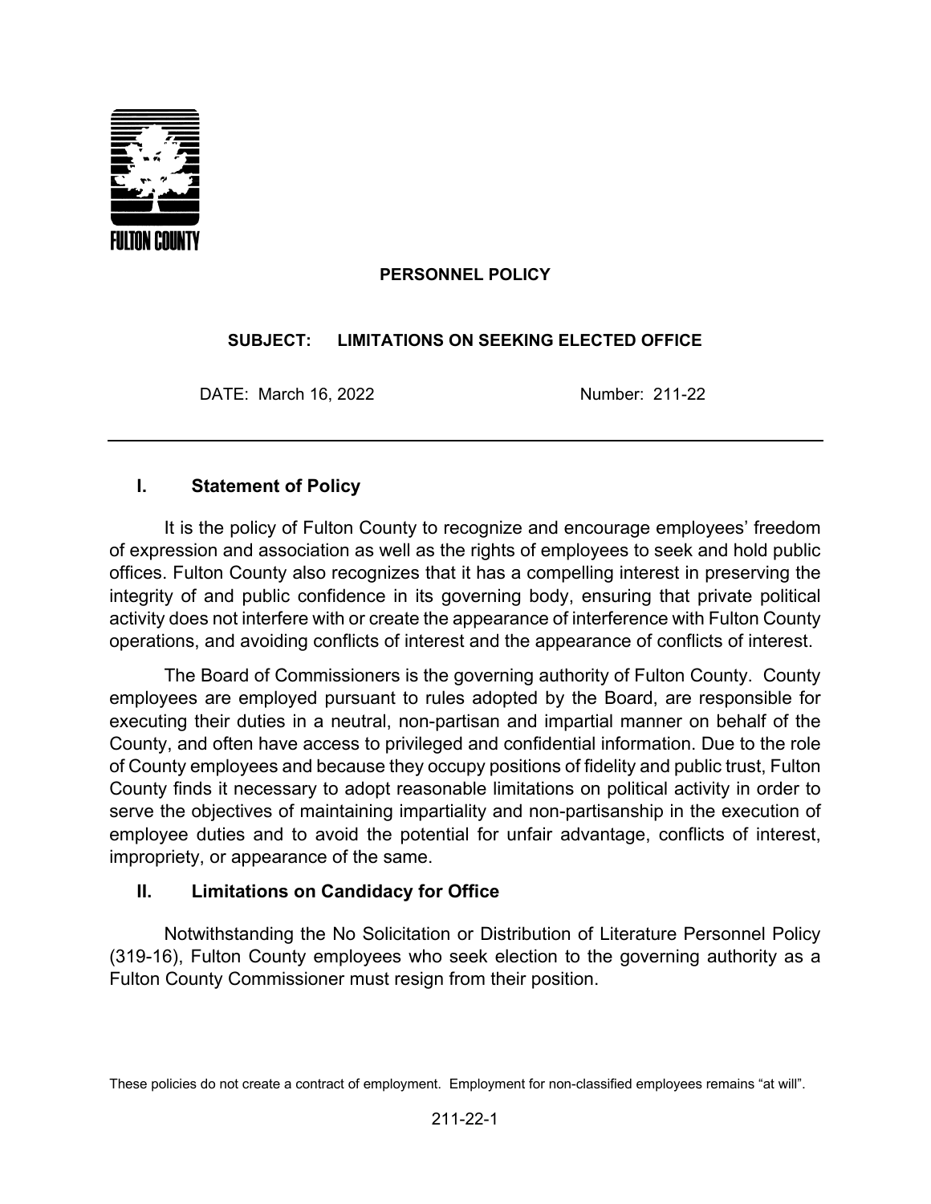FULTON COUNTY

**PERSONNEL POLICY**

**SUBJECT: LIMITATIONS ON SEEKING ELECTED OFFICE**

DATE: March 16, 2022 Number: 211-22

---

## I. Statement of Policy

It is the policy of Fulton County to recognize and encourage employees' freedom of expression and association as well as the rights of employees to seek and hold public offices. Fulton County also recognizes that it has a compelling interest in preserving the integrity of and public confidence in its governing body, ensuring that private political activity does not interfere with or create the appearance of interference with Fulton County operations, and avoiding conflicts of interest and the appearance of conflicts of interest.

The Board of Commissioners is the governing authority of Fulton County. County employees are employed pursuant to rules adopted by the Board, are responsible for executing their duties in a neutral, non-partisan and impartial manner on behalf of the County, and often have access to privileged and confidential information. Due to the role of County employees and because they occupy positions of fidelity and public trust, Fulton County finds it necessary to adopt reasonable limitations on political activity in order to serve the objectives of maintaining impartiality and non-partisanship in the execution of employee duties and to avoid the potential for unfair advantage, conflicts of interest, impropriety, or appearance of the same.

## II. Limitations on Candidacy for Office

Notwithstanding the No Solicitation or Distribution of Literature Personnel Policy (319-16), Fulton County employees who seek election to the governing authority as a Fulton County Commissioner must resign from their position.

These policies do not create a contract of employment. Employment for non-classified employees remains "at will".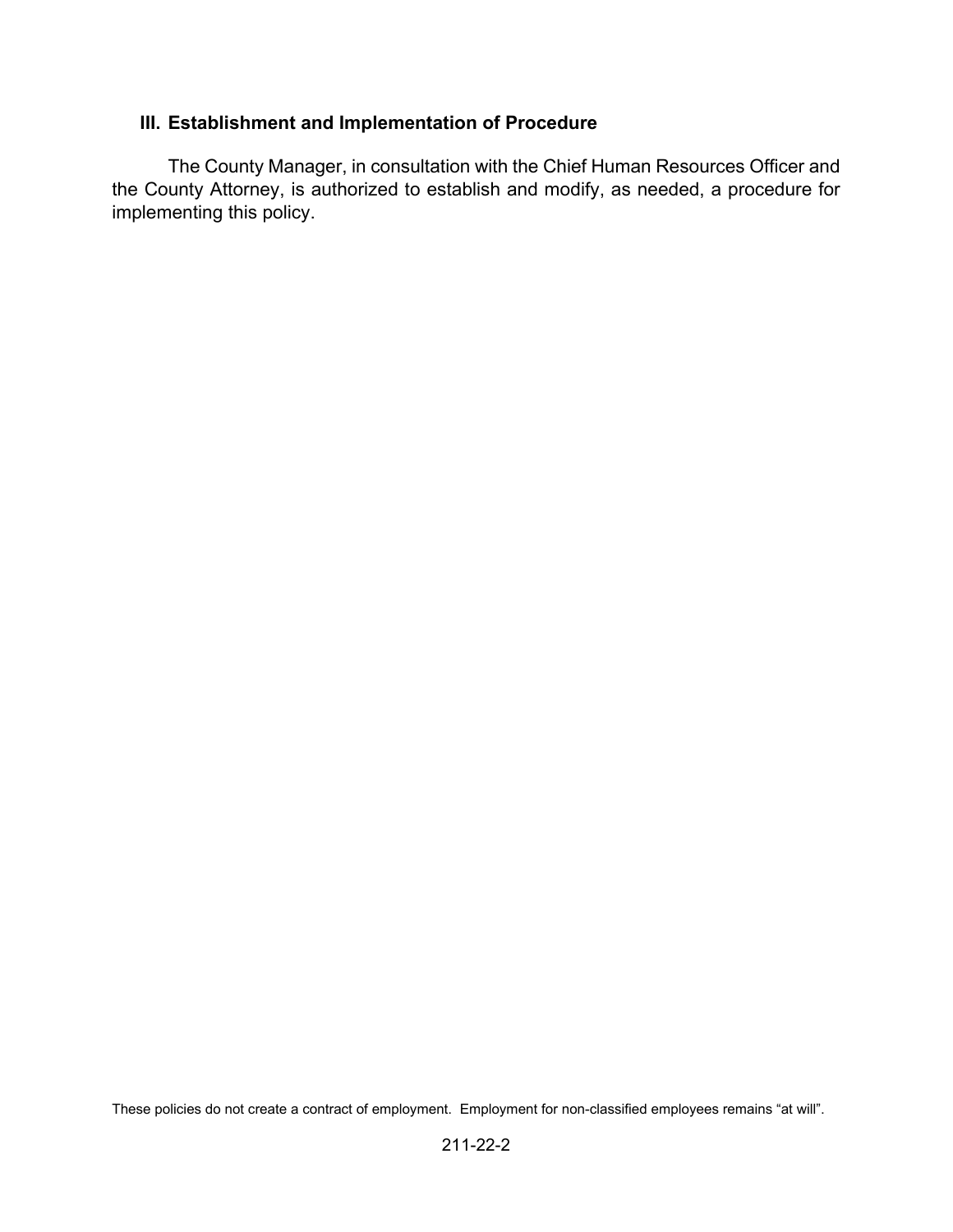## III. Establishment and Implementation of Procedure

The County Manager, in consultation with the Chief Human Resources Officer and the County Attorney, is authorized to establish and modify, as needed, a procedure for implementing this policy.